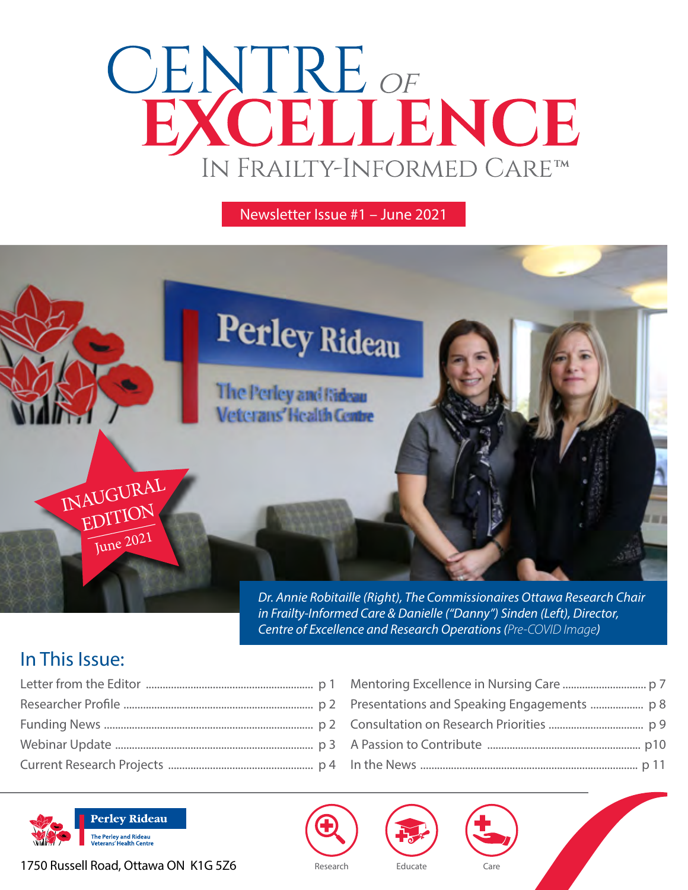# Centre of Excellence
## In Frailty-Informed Care™

Newsletter Issue #1 – June 2021

INAUGURAL EDITION June 2021

*Dr. Annie Robitaille (Right), The Commissionaires Ottawa Research Chair in Frailty-Informed Care & Danielle ("Danny") Sinden (Left), Director, Centre of Excellence and Research Operations (Pre-COVID Image)*

## In This Issue:

- Letter from the Editor .......... p 1
- Researcher Profile .......... p 2
- Funding News .......... p 2
- Webinar Update .......... p 3
- Current Research Projects .......... p 4
- Mentoring Excellence in Nursing Care .......... p 7
- Presentations and Speaking Engagements .......... p 8
- Consultation on Research Priorities .......... p 9
- A Passion to Contribute .......... p10
- In the News .......... p 11

Perley Rideau
The Perley and Rideau Veterans' Health Centre

1750 Russell Road, Ottawa ON K1G 5Z6

Research | Educate | Care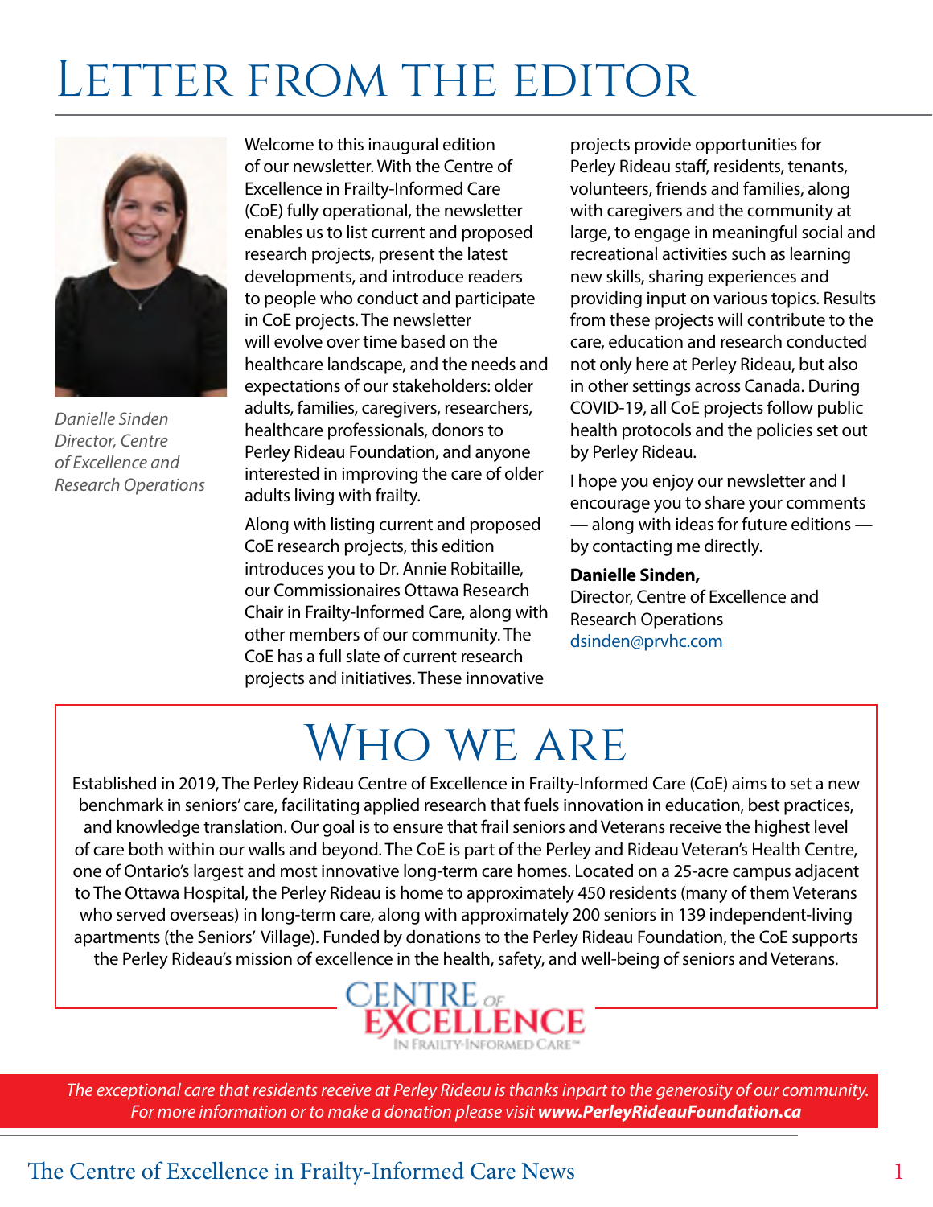# Letter from the Editor

*Danielle Sinden*
*Director, Centre of Excellence and Research Operations*

Welcome to this inaugural edition of our newsletter. With the Centre of Excellence in Frailty-Informed Care (CoE) fully operational, the newsletter enables us to list current and proposed research projects, present the latest developments, and introduce readers to people who conduct and participate in CoE projects. The newsletter will evolve over time based on the healthcare landscape, and the needs and expectations of our stakeholders: older adults, families, caregivers, researchers, healthcare professionals, donors to Perley Rideau Foundation, and anyone interested in improving the care of older adults living with frailty.

Along with listing current and proposed CoE research projects, this edition introduces you to Dr. Annie Robitaille, our Commissionaires Ottawa Research Chair in Frailty-Informed Care, along with other members of our community. The CoE has a full slate of current research projects and initiatives. These innovative projects provide opportunities for Perley Rideau staff, residents, tenants, volunteers, friends and families, along with caregivers and the community at large, to engage in meaningful social and recreational activities such as learning new skills, sharing experiences and providing input on various topics. Results from these projects will contribute to the care, education and research conducted not only here at Perley Rideau, but also in other settings across Canada. During COVID-19, all CoE projects follow public health protocols and the policies set out by Perley Rideau.

I hope you enjoy our newsletter and I encourage you to share your comments — along with ideas for future editions — by contacting me directly.

**Danielle Sinden,**
Director, Centre of Excellence and Research Operations
dsinden@prvhc.com

# Who we are

Established in 2019, The Perley Rideau Centre of Excellence in Frailty-Informed Care (CoE) aims to set a new benchmark in seniors' care, facilitating applied research that fuels innovation in education, best practices, and knowledge translation. Our goal is to ensure that frail seniors and Veterans receive the highest level of care both within our walls and beyond. The CoE is part of the Perley and Rideau Veteran's Health Centre, one of Ontario's largest and most innovative long-term care homes. Located on a 25-acre campus adjacent to The Ottawa Hospital, the Perley Rideau is home to approximately 450 residents (many of them Veterans who served overseas) in long-term care, along with approximately 200 seniors in 139 independent-living apartments (the Seniors' Village). Funded by donations to the Perley Rideau Foundation, the CoE supports the Perley Rideau's mission of excellence in the health, safety, and well-being of seniors and Veterans.

CENTRE OF EXCELLENCE IN FRAILTY-INFORMED CARE™

*The exceptional care that residents receive at Perley Rideau is thanks inpart to the generosity of our community. For more information or to make a donation please visit **www.PerleyRideauFoundation.ca***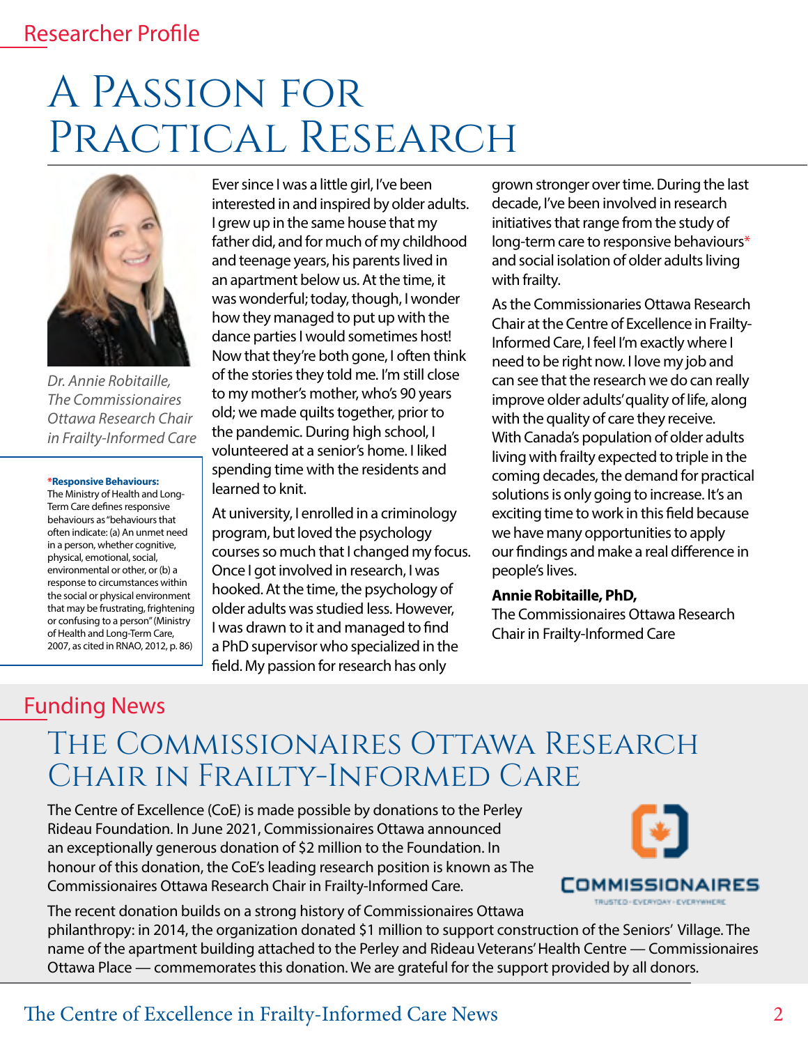## Researcher Profile

# A Passion for Practical Research

*Dr. Annie Robitaille, The Commissionaires Ottawa Research Chair in Frailty-Informed Care*

**\*Responsive Behaviours:** The Ministry of Health and Long-Term Care defines responsive behaviours as "behaviours that often indicate: (a) An unmet need in a person, whether cognitive, physical, emotional, social, environmental or other, or (b) a response to circumstances within the social or physical environment that may be frustrating, frightening or confusing to a person" (Ministry of Health and Long-Term Care, 2007, as cited in RNAO, 2012, p. 86)

Ever since I was a little girl, I've been interested in and inspired by older adults. I grew up in the same house that my father did, and for much of my childhood and teenage years, his parents lived in an apartment below us. At the time, it was wonderful; today, though, I wonder how they managed to put up with the dance parties I would sometimes host! Now that they're both gone, I often think of the stories they told me. I'm still close to my mother's mother, who's 90 years old; we made quilts together, prior to the pandemic. During high school, I volunteered at a senior's home. I liked spending time with the residents and learned to knit.

At university, I enrolled in a criminology program, but loved the psychology courses so much that I changed my focus. Once I got involved in research, I was hooked. At the time, the psychology of older adults was studied less. However, I was drawn to it and managed to find a PhD supervisor who specialized in the field. My passion for research has only grown stronger over time. During the last decade, I've been involved in research initiatives that range from the study of long-term care to responsive behaviours* and social isolation of older adults living with frailty.

As the Commissionaries Ottawa Research Chair at the Centre of Excellence in Frailty-Informed Care, I feel I'm exactly where I need to be right now. I love my job and can see that the research we do can really improve older adults' quality of life, along with the quality of care they receive. With Canada's population of older adults living with frailty expected to triple in the coming decades, the demand for practical solutions is only going to increase. It's an exciting time to work in this field because we have many opportunities to apply our findings and make a real difference in people's lives.

**Annie Robitaille, PhD,**
The Commissionaires Ottawa Research Chair in Frailty-Informed Care

## Funding News

# The Commissionaires Ottawa Research Chair in Frailty-Informed Care

The Centre of Excellence (CoE) is made possible by donations to the Perley Rideau Foundation. In June 2021, Commissionaires Ottawa announced an exceptionally generous donation of $2 million to the Foundation. In honour of this donation, the CoE's leading research position is known as The Commissionaires Ottawa Research Chair in Frailty-Informed Care.

COMMISSIONAIRES
TRUSTED · EVERYDAY · EVERYWHERE

The recent donation builds on a strong history of Commissionaires Ottawa philanthropy: in 2014, the organization donated $1 million to support construction of the Seniors' Village. The name of the apartment building attached to the Perley and Rideau Veterans' Health Centre — Commissionaires Ottawa Place — commemorates this donation. We are grateful for the support provided by all donors.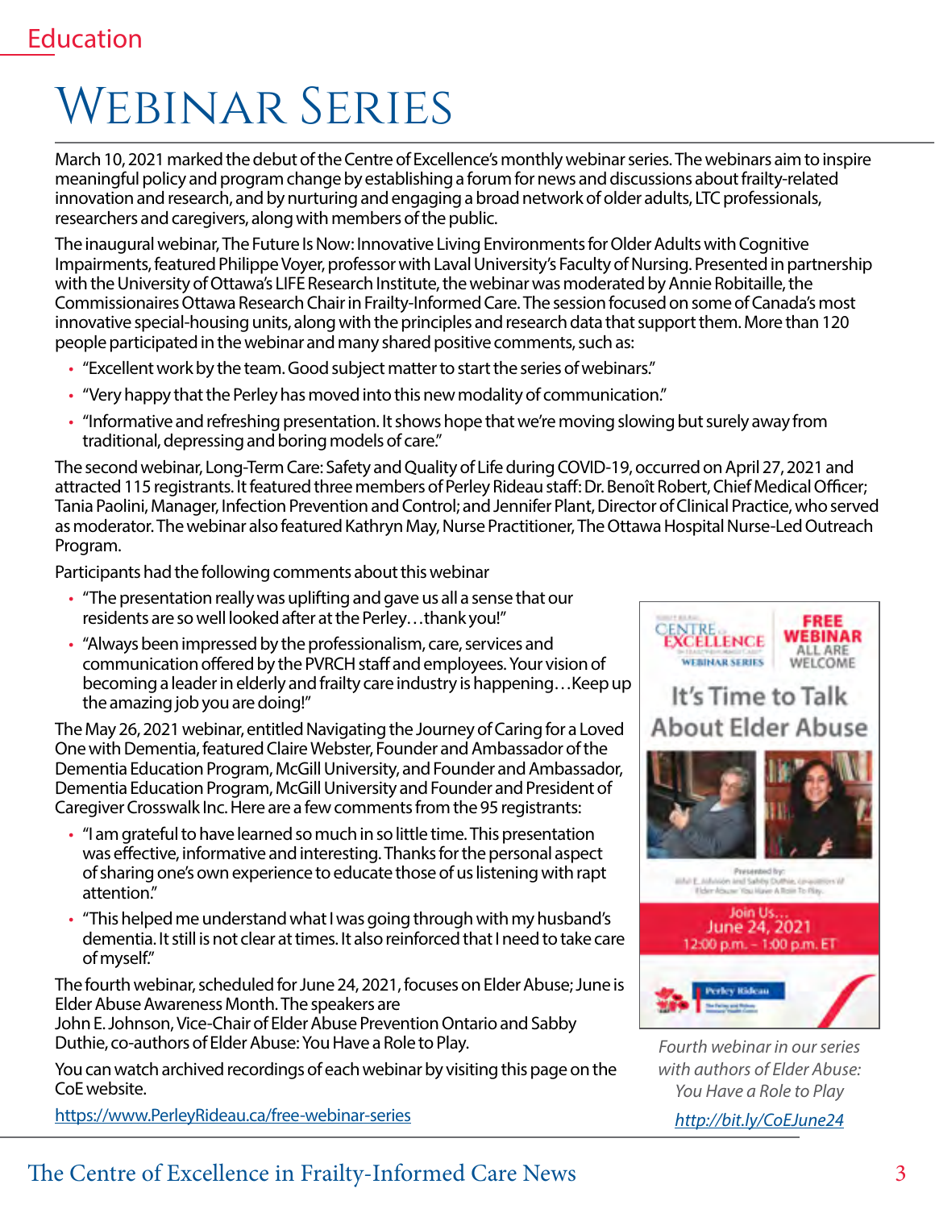Education

# Webinar Series

March 10, 2021 marked the debut of the Centre of Excellence's monthly webinar series. The webinars aim to inspire meaningful policy and program change by establishing a forum for news and discussions about frailty-related innovation and research, and by nurturing and engaging a broad network of older adults, LTC professionals, researchers and caregivers, along with members of the public.

The inaugural webinar, The Future Is Now: Innovative Living Environments for Older Adults with Cognitive Impairments, featured Philippe Voyer, professor with Laval University's Faculty of Nursing. Presented in partnership with the University of Ottawa's LIFE Research Institute, the webinar was moderated by Annie Robitaille, the Commissionaires Ottawa Research Chair in Frailty-Informed Care. The session focused on some of Canada's most innovative special-housing units, along with the principles and research data that support them. More than 120 people participated in the webinar and many shared positive comments, such as:

- "Excellent work by the team. Good subject matter to start the series of webinars."
- "Very happy that the Perley has moved into this new modality of communication."
- "Informative and refreshing presentation. It shows hope that we're moving slowing but surely away from traditional, depressing and boring models of care."

The second webinar, Long-Term Care: Safety and Quality of Life during COVID-19, occurred on April 27, 2021 and attracted 115 registrants. It featured three members of Perley Rideau staff: Dr. Benoît Robert, Chief Medical Officer; Tania Paolini, Manager, Infection Prevention and Control; and Jennifer Plant, Director of Clinical Practice, who served as moderator. The webinar also featured Kathryn May, Nurse Practitioner, The Ottawa Hospital Nurse-Led Outreach Program.

Participants had the following comments about this webinar

- "The presentation really was uplifting and gave us all a sense that our residents are so well looked after at the Perley…thank you!"
- "Always been impressed by the professionalism, care, services and communication offered by the PVRCH staff and employees. Your vision of becoming a leader in elderly and frailty care industry is happening…Keep up the amazing job you are doing!"

The May 26, 2021 webinar, entitled Navigating the Journey of Caring for a Loved One with Dementia, featured Claire Webster, Founder and Ambassador of the Dementia Education Program, McGill University, and Founder and Ambassador, Dementia Education Program, McGill University and Founder and President of Caregiver Crosswalk Inc. Here are a few comments from the 95 registrants:

- "I am grateful to have learned so much in so little time. This presentation was effective, informative and interesting. Thanks for the personal aspect of sharing one's own experience to educate those of us listening with rapt attention."
- "This helped me understand what I was going through with my husband's dementia. It still is not clear at times. It also reinforced that I need to take care of myself."

The fourth webinar, scheduled for June 24, 2021, focuses on Elder Abuse; June is Elder Abuse Awareness Month. The speakers are John E. Johnson, Vice-Chair of Elder Abuse Prevention Ontario and Sabby Duthie, co-authors of Elder Abuse: You Have a Role to Play.

You can watch archived recordings of each webinar by visiting this page on the CoE website.

https://www.PerleyRideau.ca/free-webinar-series

Centre of Excellence Webinar Series — FREE WEBINAR — ALL ARE WELCOME

It's Time to Talk About Elder Abuse

Join Us… June 24, 2021
12:00 p.m. – 1:00 p.m. ET

*Fourth webinar in our series with authors of Elder Abuse: You Have a Role to Play*

*http://bit.ly/CoEJune24*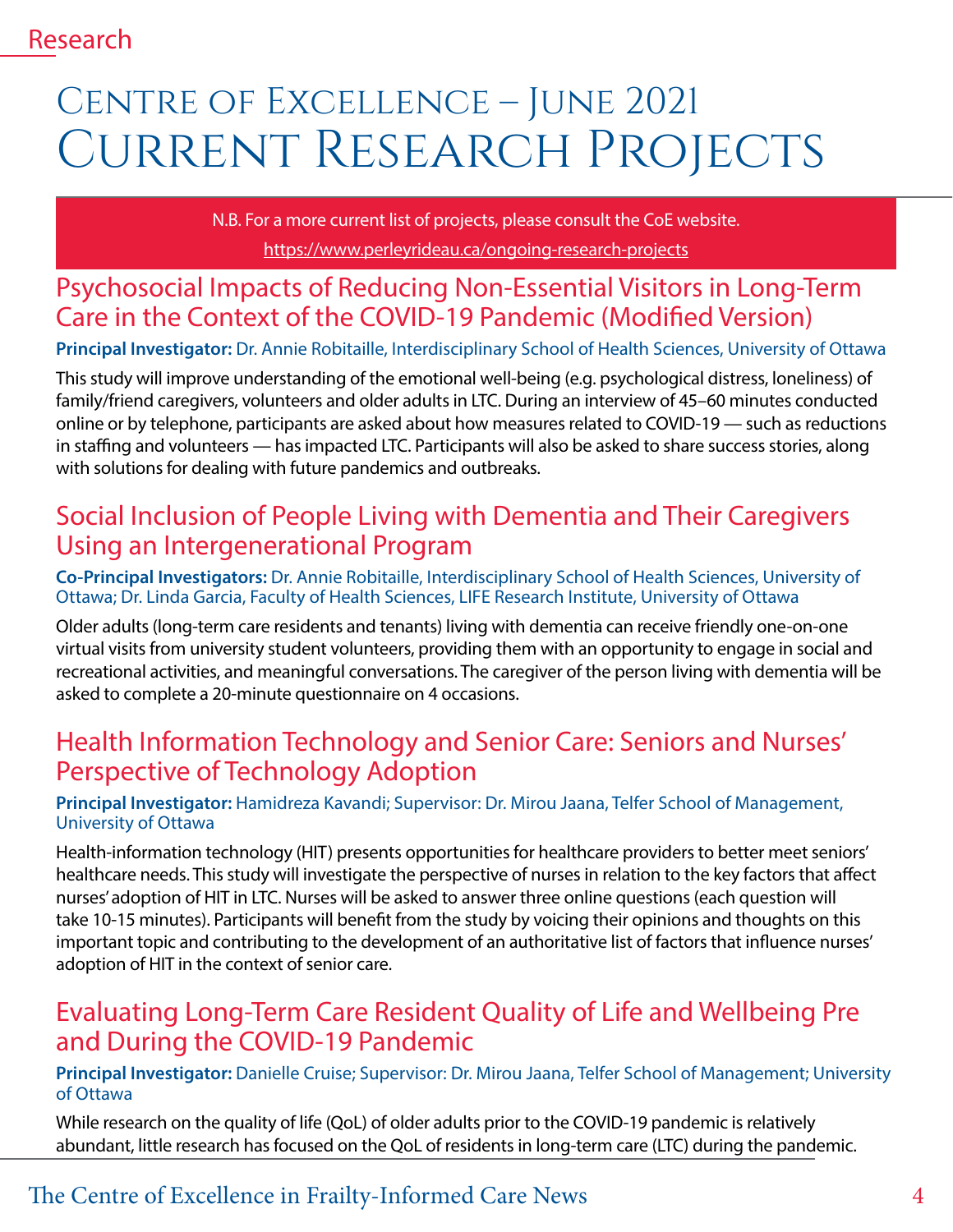# Centre of Excellence – June 2021
# Current Research Projects

N.B. For a more current list of projects, please consult the CoE website.
https://www.perleyrideau.ca/ongoing-research-projects

## Psychosocial Impacts of Reducing Non-Essential Visitors in Long-Term Care in the Context of the COVID-19 Pandemic (Modified Version)

**Principal Investigator:** Dr. Annie Robitaille, Interdisciplinary School of Health Sciences, University of Ottawa

This study will improve understanding of the emotional well-being (e.g. psychological distress, loneliness) of family/friend caregivers, volunteers and older adults in LTC. During an interview of 45–60 minutes conducted online or by telephone, participants are asked about how measures related to COVID-19 — such as reductions in staffing and volunteers — has impacted LTC. Participants will also be asked to share success stories, along with solutions for dealing with future pandemics and outbreaks.

## Social Inclusion of People Living with Dementia and Their Caregivers Using an Intergenerational Program

**Co-Principal Investigators:** Dr. Annie Robitaille, Interdisciplinary School of Health Sciences, University of Ottawa; Dr. Linda Garcia, Faculty of Health Sciences, LIFE Research Institute, University of Ottawa

Older adults (long-term care residents and tenants) living with dementia can receive friendly one-on-one virtual visits from university student volunteers, providing them with an opportunity to engage in social and recreational activities, and meaningful conversations. The caregiver of the person living with dementia will be asked to complete a 20-minute questionnaire on 4 occasions.

## Health Information Technology and Senior Care: Seniors and Nurses' Perspective of Technology Adoption

**Principal Investigator:** Hamidreza Kavandi; Supervisor: Dr. Mirou Jaana, Telfer School of Management, University of Ottawa

Health-information technology (HIT) presents opportunities for healthcare providers to better meet seniors' healthcare needs. This study will investigate the perspective of nurses in relation to the key factors that affect nurses' adoption of HIT in LTC. Nurses will be asked to answer three online questions (each question will take 10-15 minutes). Participants will benefit from the study by voicing their opinions and thoughts on this important topic and contributing to the development of an authoritative list of factors that influence nurses' adoption of HIT in the context of senior care.

## Evaluating Long-Term Care Resident Quality of Life and Wellbeing Pre and During the COVID-19 Pandemic

**Principal Investigator:** Danielle Cruise; Supervisor: Dr. Mirou Jaana, Telfer School of Management; University of Ottawa

While research on the quality of life (QoL) of older adults prior to the COVID-19 pandemic is relatively abundant, little research has focused on the QoL of residents in long-term care (LTC) during the pandemic.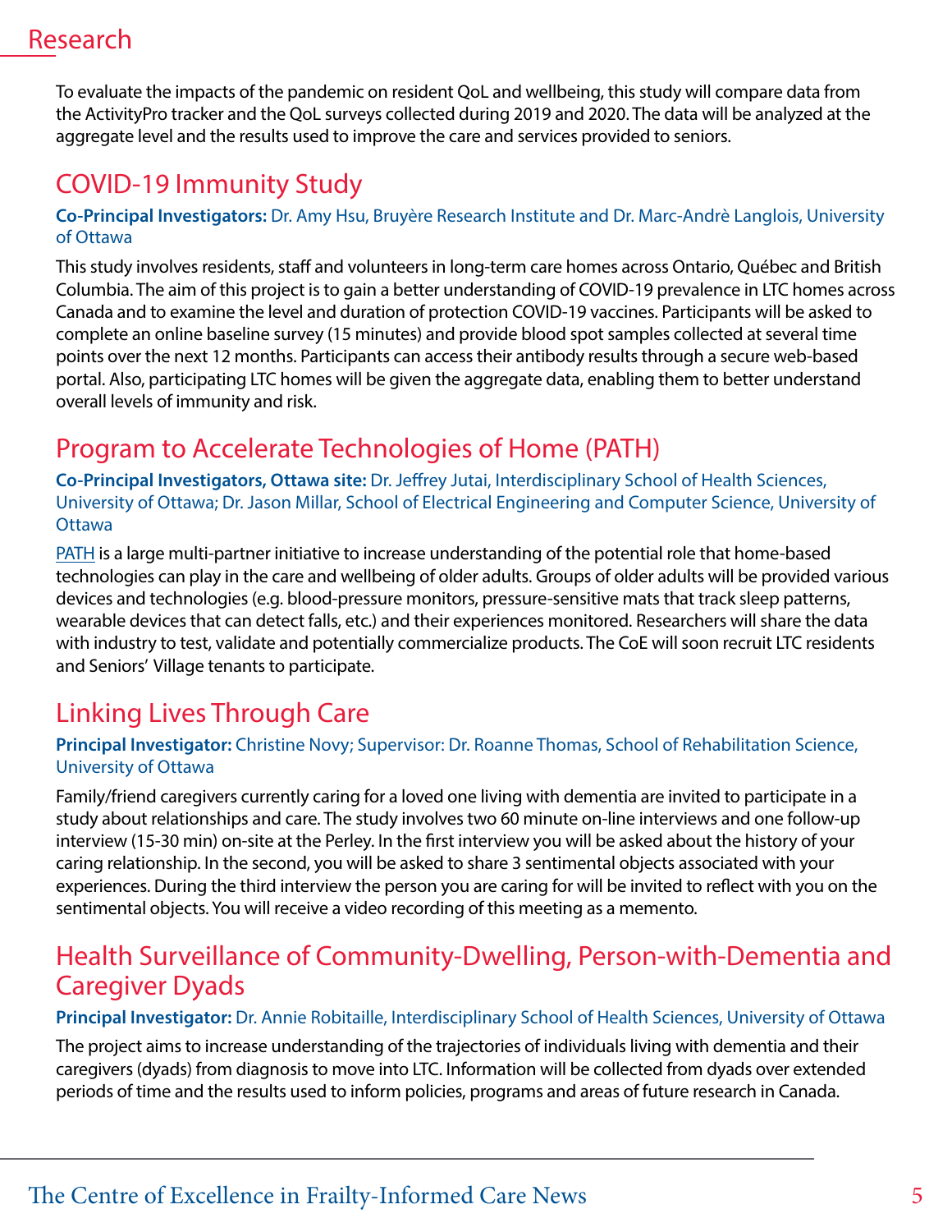To evaluate the impacts of the pandemic on resident QoL and wellbeing, this study will compare data from the ActivityPro tracker and the QoL surveys collected during 2019 and 2020. The data will be analyzed at the aggregate level and the results used to improve the care and services provided to seniors.

## COVID-19 Immunity Study

**Co-Principal Investigators:** Dr. Amy Hsu, Bruyère Research Institute and Dr. Marc-Andrè Langlois, University of Ottawa

This study involves residents, staff and volunteers in long-term care homes across Ontario, Québec and British Columbia. The aim of this project is to gain a better understanding of COVID-19 prevalence in LTC homes across Canada and to examine the level and duration of protection COVID-19 vaccines. Participants will be asked to complete an online baseline survey (15 minutes) and provide blood spot samples collected at several time points over the next 12 months. Participants can access their antibody results through a secure web-based portal. Also, participating LTC homes will be given the aggregate data, enabling them to better understand overall levels of immunity and risk.

## Program to Accelerate Technologies of Home (PATH)

**Co-Principal Investigators, Ottawa site:** Dr. Jeffrey Jutai, Interdisciplinary School of Health Sciences, University of Ottawa; Dr. Jason Millar, School of Electrical Engineering and Computer Science, University of Ottawa

PATH is a large multi-partner initiative to increase understanding of the potential role that home-based technologies can play in the care and wellbeing of older adults. Groups of older adults will be provided various devices and technologies (e.g. blood-pressure monitors, pressure-sensitive mats that track sleep patterns, wearable devices that can detect falls, etc.) and their experiences monitored. Researchers will share the data with industry to test, validate and potentially commercialize products. The CoE will soon recruit LTC residents and Seniors' Village tenants to participate.

## Linking Lives Through Care

**Principal Investigator:** Christine Novy; Supervisor: Dr. Roanne Thomas, School of Rehabilitation Science, University of Ottawa

Family/friend caregivers currently caring for a loved one living with dementia are invited to participate in a study about relationships and care. The study involves two 60 minute on-line interviews and one follow-up interview (15-30 min) on-site at the Perley. In the first interview you will be asked about the history of your caring relationship. In the second, you will be asked to share 3 sentimental objects associated with your experiences. During the third interview the person you are caring for will be invited to reflect with you on the sentimental objects. You will receive a video recording of this meeting as a memento.

## Health Surveillance of Community-Dwelling, Person-with-Dementia and Caregiver Dyads

**Principal Investigator:** Dr. Annie Robitaille, Interdisciplinary School of Health Sciences, University of Ottawa

The project aims to increase understanding of the trajectories of individuals living with dementia and their caregivers (dyads) from diagnosis to move into LTC. Information will be collected from dyads over extended periods of time and the results used to inform policies, programs and areas of future research in Canada.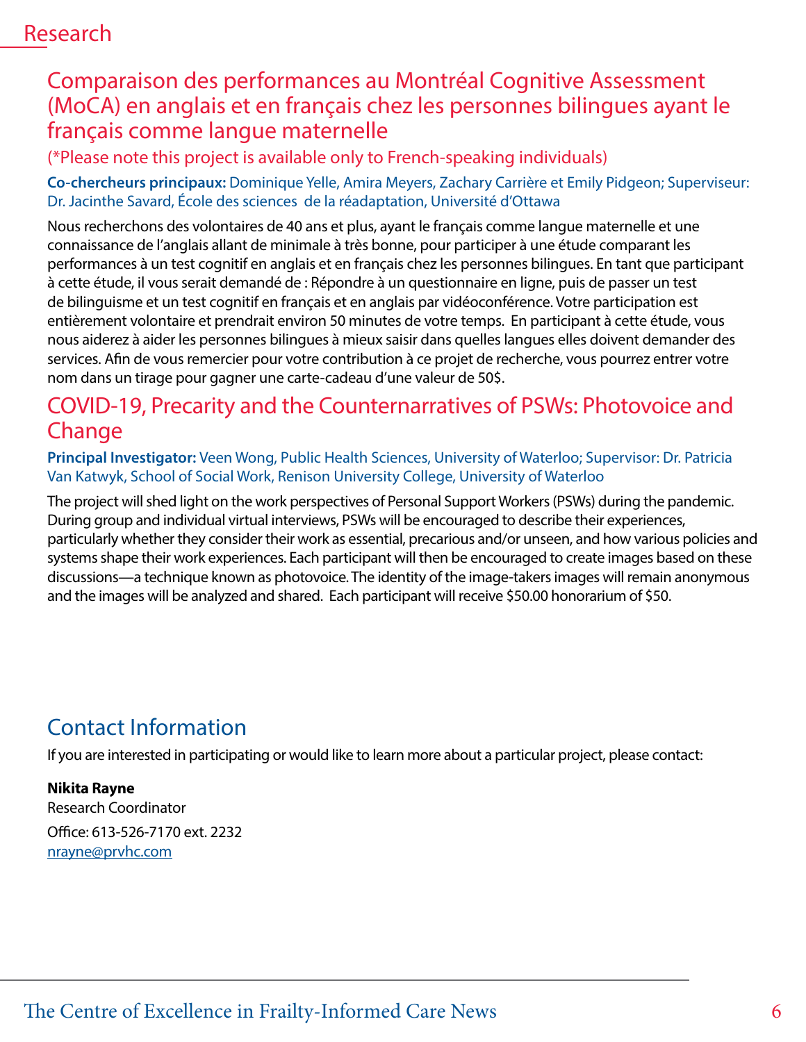# Research

## Comparaison des performances au Montréal Cognitive Assessment (MoCA) en anglais et en français chez les personnes bilingues ayant le français comme langue maternelle

(*Please note this project is available only to French-speaking individuals)

**Co-chercheurs principaux:** Dominique Yelle, Amira Meyers, Zachary Carrière et Emily Pidgeon; Superviseur: Dr. Jacinthe Savard, École des sciences de la réadaptation, Université d'Ottawa

Nous recherchons des volontaires de 40 ans et plus, ayant le français comme langue maternelle et une connaissance de l'anglais allant de minimale à très bonne, pour participer à une étude comparant les performances à un test cognitif en anglais et en français chez les personnes bilingues. En tant que participant à cette étude, il vous serait demandé de : Répondre à un questionnaire en ligne, puis de passer un test de bilinguisme et un test cognitif en français et en anglais par vidéoconférence. Votre participation est entièrement volontaire et prendrait environ 50 minutes de votre temps. En participant à cette étude, vous nous aiderez à aider les personnes bilingues à mieux saisir dans quelles langues elles doivent demander des services. Afin de vous remercier pour votre contribution à ce projet de recherche, vous pourrez entrer votre nom dans un tirage pour gagner une carte-cadeau d'une valeur de 50$.

## COVID-19, Precarity and the Counternarratives of PSWs: Photovoice and Change

**Principal Investigator:** Veen Wong, Public Health Sciences, University of Waterloo; Supervisor: Dr. Patricia Van Katwyk, School of Social Work, Renison University College, University of Waterloo

The project will shed light on the work perspectives of Personal Support Workers (PSWs) during the pandemic. During group and individual virtual interviews, PSWs will be encouraged to describe their experiences, particularly whether they consider their work as essential, precarious and/or unseen, and how various policies and systems shape their work experiences. Each participant will then be encouraged to create images based on these discussions—a technique known as photovoice. The identity of the image-takers images will remain anonymous and the images will be analyzed and shared. Each participant will receive $50.00 honorarium of $50.

## Contact Information

If you are interested in participating or would like to learn more about a particular project, please contact:

**Nikita Rayne**
Research Coordinator
Office: 613-526-7170 ext. 2232
nrayne@prvhc.com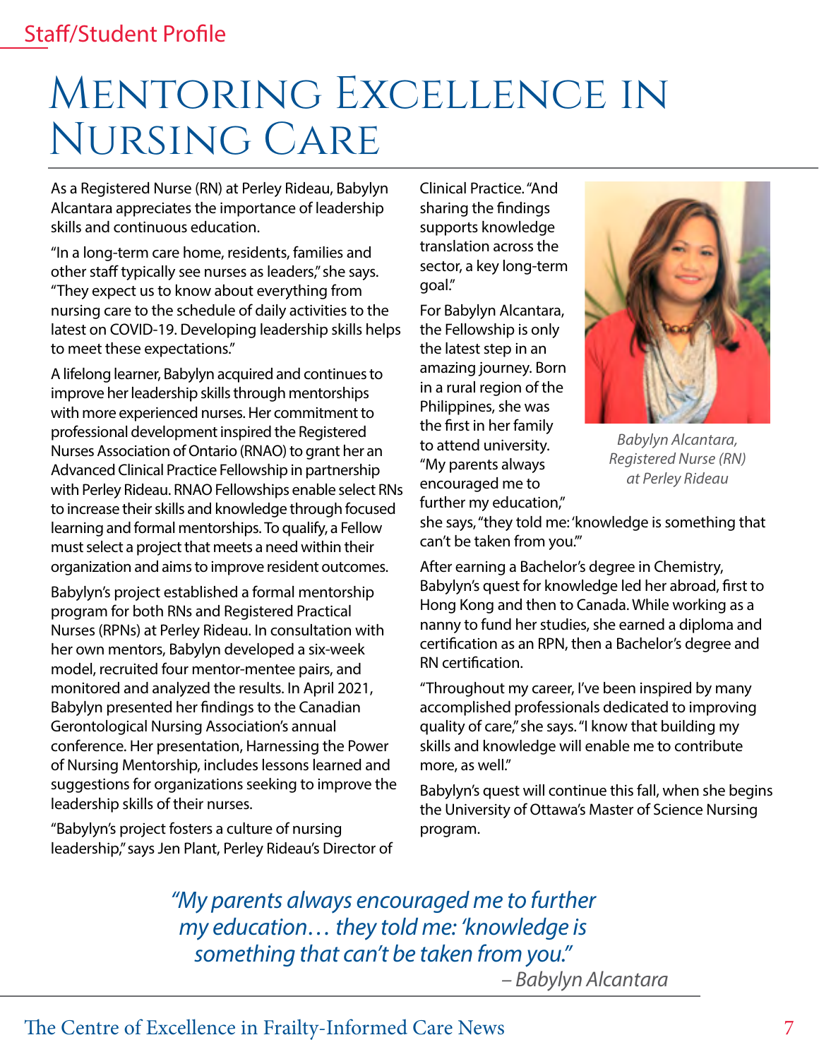Staff/Student Profile

# Mentoring Excellence in Nursing Care

As a Registered Nurse (RN) at Perley Rideau, Babylyn Alcantara appreciates the importance of leadership skills and continuous education.

"In a long-term care home, residents, families and other staff typically see nurses as leaders," she says. "They expect us to know about everything from nursing care to the schedule of daily activities to the latest on COVID-19. Developing leadership skills helps to meet these expectations."

A lifelong learner, Babylyn acquired and continues to improve her leadership skills through mentorships with more experienced nurses. Her commitment to professional development inspired the Registered Nurses Association of Ontario (RNAO) to grant her an Advanced Clinical Practice Fellowship in partnership with Perley Rideau. RNAO Fellowships enable select RNs to increase their skills and knowledge through focused learning and formal mentorships. To qualify, a Fellow must select a project that meets a need within their organization and aims to improve resident outcomes.

Babylyn's project established a formal mentorship program for both RNs and Registered Practical Nurses (RPNs) at Perley Rideau. In consultation with her own mentors, Babylyn developed a six-week model, recruited four mentor-mentee pairs, and monitored and analyzed the results. In April 2021, Babylyn presented her findings to the Canadian Gerontological Nursing Association's annual conference. Her presentation, Harnessing the Power of Nursing Mentorship, includes lessons learned and suggestions for organizations seeking to improve the leadership skills of their nurses.

"Babylyn's project fosters a culture of nursing leadership," says Jen Plant, Perley Rideau's Director of Clinical Practice. "And sharing the findings supports knowledge translation across the sector, a key long-term goal."

*Babylyn Alcantara, Registered Nurse (RN) at Perley Rideau*

For Babylyn Alcantara, the Fellowship is only the latest step in an amazing journey. Born in a rural region of the Philippines, she was the first in her family to attend university. "My parents always encouraged me to further my education," she says, "they told me: 'knowledge is something that can't be taken from you.'"

After earning a Bachelor's degree in Chemistry, Babylyn's quest for knowledge led her abroad, first to Hong Kong and then to Canada. While working as a nanny to fund her studies, she earned a diploma and certification as an RPN, then a Bachelor's degree and RN certification.

"Throughout my career, I've been inspired by many accomplished professionals dedicated to improving quality of care," she says. "I know that building my skills and knowledge will enable me to contribute more, as well."

Babylyn's quest will continue this fall, when she begins the University of Ottawa's Master of Science Nursing program.

> *"My parents always encouraged me to further my education… they told me: 'knowledge is something that can't be taken from you."*
>
> *– Babylyn Alcantara*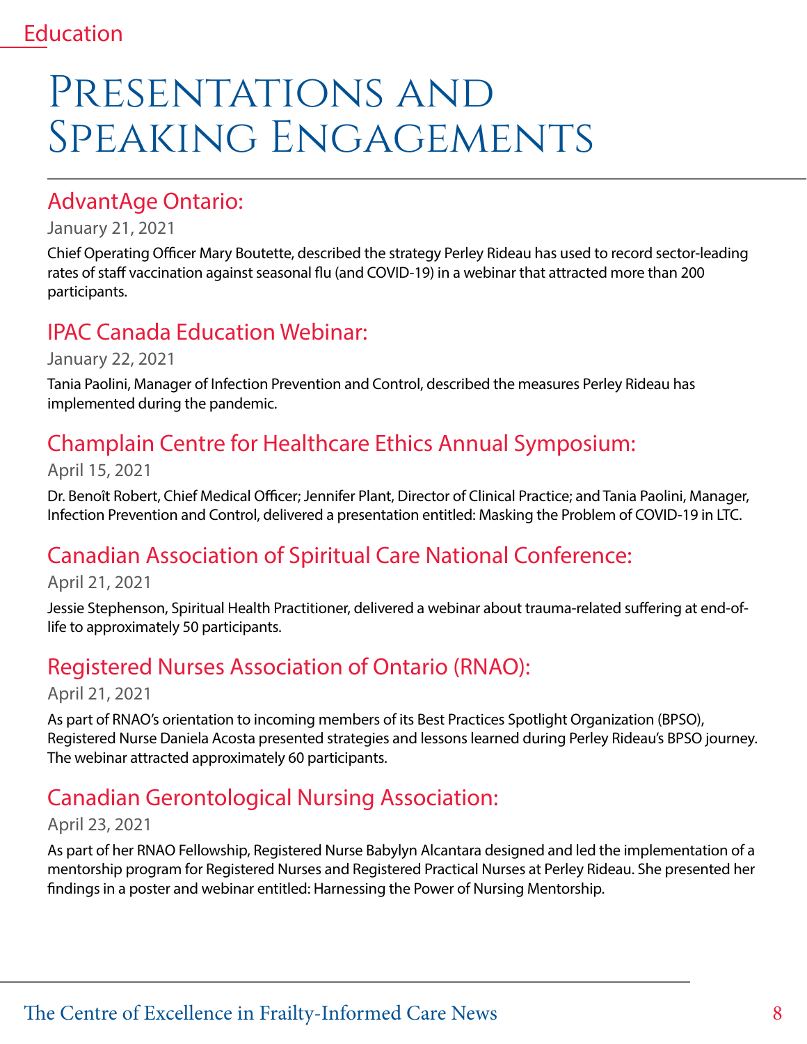Education

# Presentations and Speaking Engagements

## AdvantAge Ontario:

January 21, 2021

Chief Operating Officer Mary Boutette, described the strategy Perley Rideau has used to record sector-leading rates of staff vaccination against seasonal flu (and COVID-19) in a webinar that attracted more than 200 participants.

## IPAC Canada Education Webinar:

January 22, 2021

Tania Paolini, Manager of Infection Prevention and Control, described the measures Perley Rideau has implemented during the pandemic.

## Champlain Centre for Healthcare Ethics Annual Symposium:

April 15, 2021

Dr. Benoît Robert, Chief Medical Officer; Jennifer Plant, Director of Clinical Practice; and Tania Paolini, Manager, Infection Prevention and Control, delivered a presentation entitled: Masking the Problem of COVID-19 in LTC.

## Canadian Association of Spiritual Care National Conference:

April 21, 2021

Jessie Stephenson, Spiritual Health Practitioner, delivered a webinar about trauma-related suffering at end-of-life to approximately 50 participants.

## Registered Nurses Association of Ontario (RNAO):

April 21, 2021

As part of RNAO's orientation to incoming members of its Best Practices Spotlight Organization (BPSO), Registered Nurse Daniela Acosta presented strategies and lessons learned during Perley Rideau's BPSO journey. The webinar attracted approximately 60 participants.

## Canadian Gerontological Nursing Association:

April 23, 2021

As part of her RNAO Fellowship, Registered Nurse Babylyn Alcantara designed and led the implementation of a mentorship program for Registered Nurses and Registered Practical Nurses at Perley Rideau. She presented her findings in a poster and webinar entitled: Harnessing the Power of Nursing Mentorship.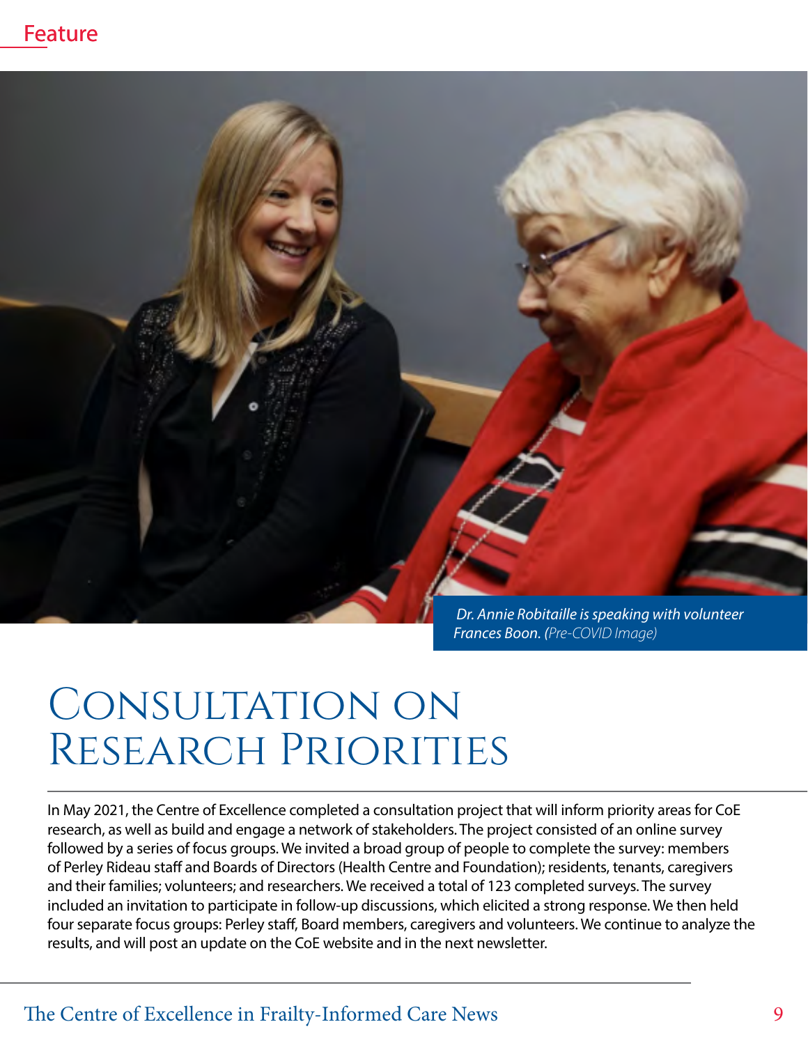Feature

*Dr. Annie Robitaille is speaking with volunteer Frances Boon. (Pre-COVID Image)*

# Consultation on Research Priorities

In May 2021, the Centre of Excellence completed a consultation project that will inform priority areas for CoE research, as well as build and engage a network of stakeholders. The project consisted of an online survey followed by a series of focus groups. We invited a broad group of people to complete the survey: members of Perley Rideau staff and Boards of Directors (Health Centre and Foundation); residents, tenants, caregivers and their families; volunteers; and researchers. We received a total of 123 completed surveys. The survey included an invitation to participate in follow-up discussions, which elicited a strong response. We then held four separate focus groups: Perley staff, Board members, caregivers and volunteers. We continue to analyze the results, and will post an update on the CoE website and in the next newsletter.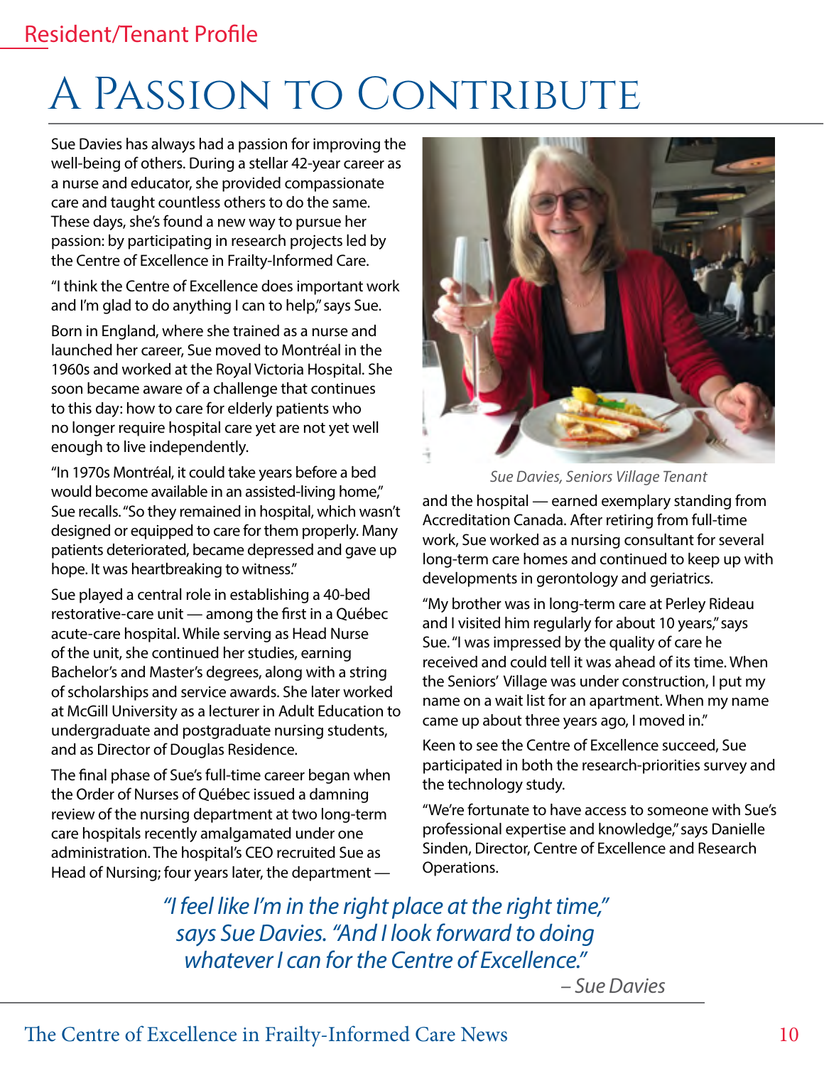Resident/Tenant Profile

# A Passion to Contribute

Sue Davies has always had a passion for improving the well-being of others. During a stellar 42-year career as a nurse and educator, she provided compassionate care and taught countless others to do the same. These days, she's found a new way to pursue her passion: by participating in research projects led by the Centre of Excellence in Frailty-Informed Care.

"I think the Centre of Excellence does important work and I'm glad to do anything I can to help," says Sue.

Born in England, where she trained as a nurse and launched her career, Sue moved to Montréal in the 1960s and worked at the Royal Victoria Hospital. She soon became aware of a challenge that continues to this day: how to care for elderly patients who no longer require hospital care yet are not yet well enough to live independently.

"In 1970s Montréal, it could take years before a bed would become available in an assisted-living home," Sue recalls. "So they remained in hospital, which wasn't designed or equipped to care for them properly. Many patients deteriorated, became depressed and gave up hope. It was heartbreaking to witness."

Sue played a central role in establishing a 40-bed restorative-care unit — among the first in a Québec acute-care hospital. While serving as Head Nurse of the unit, she continued her studies, earning Bachelor's and Master's degrees, along with a string of scholarships and service awards. She later worked at McGill University as a lecturer in Adult Education to undergraduate and postgraduate nursing students, and as Director of Douglas Residence.

The final phase of Sue's full-time career began when the Order of Nurses of Québec issued a damning review of the nursing department at two long-term care hospitals recently amalgamated under one administration. The hospital's CEO recruited Sue as Head of Nursing; four years later, the department — and the hospital — earned exemplary standing from Accreditation Canada. After retiring from full-time work, Sue worked as a nursing consultant for several long-term care homes and continued to keep up with developments in gerontology and geriatrics.

*Sue Davies, Seniors Village Tenant*

"My brother was in long-term care at Perley Rideau and I visited him regularly for about 10 years," says Sue. "I was impressed by the quality of care he received and could tell it was ahead of its time. When the Seniors' Village was under construction, I put my name on a wait list for an apartment. When my name came up about three years ago, I moved in."

Keen to see the Centre of Excellence succeed, Sue participated in both the research-priorities survey and the technology study.

"We're fortunate to have access to someone with Sue's professional expertise and knowledge," says Danielle Sinden, Director, Centre of Excellence and Research Operations.

*"I feel like I'm in the right place at the right time," says Sue Davies. "And I look forward to doing whatever I can for the Centre of Excellence."*

*– Sue Davies*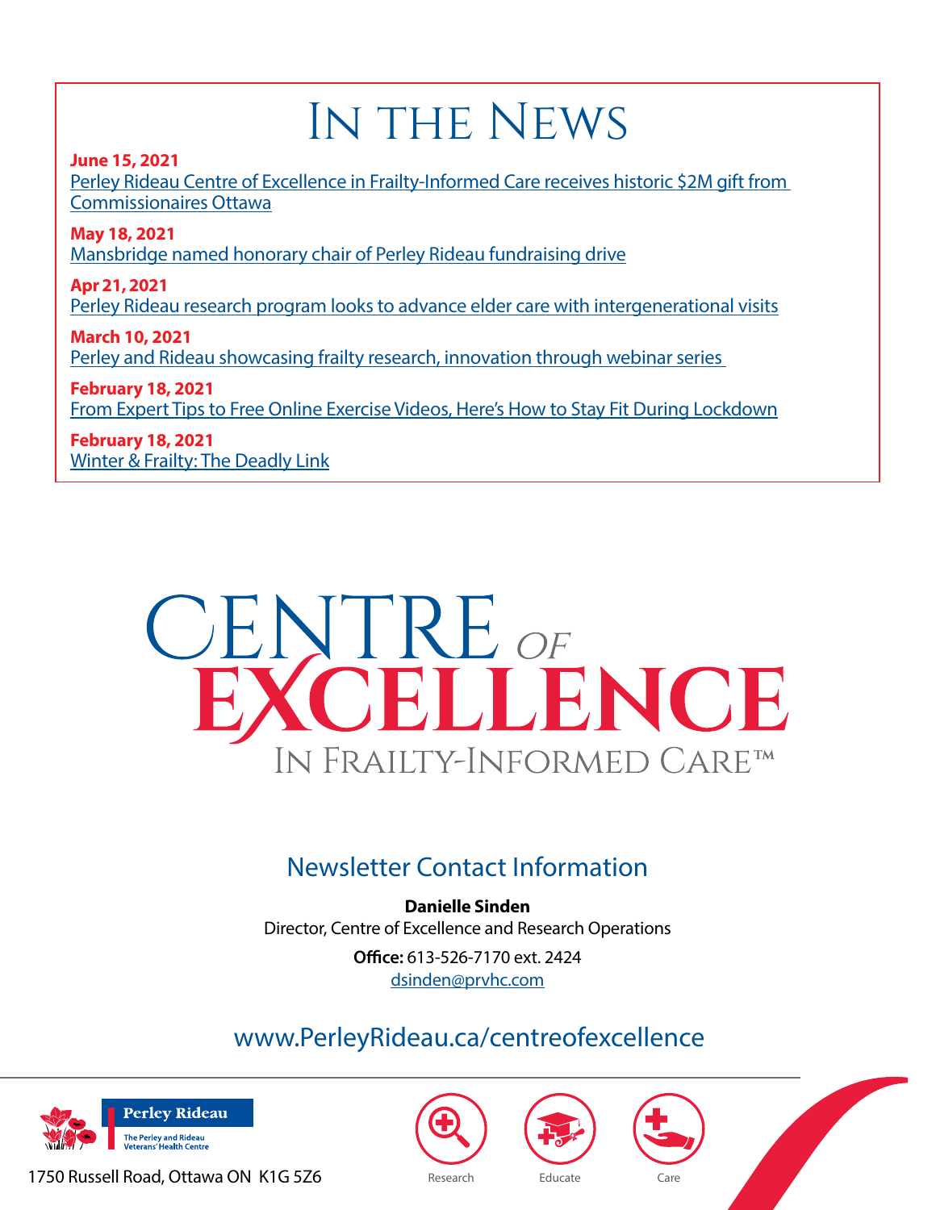# In the News

**June 15, 2021**
Perley Rideau Centre of Excellence in Frailty-Informed Care receives historic $2M gift from Commissionaires Ottawa

**May 18, 2021**
Mansbridge named honorary chair of Perley Rideau fundraising drive

**Apr 21, 2021**
Perley Rideau research program looks to advance elder care with intergenerational visits

**March 10, 2021**
Perley and Rideau showcasing frailty research, innovation through webinar series

**February 18, 2021**
From Expert Tips to Free Online Exercise Videos, Here's How to Stay Fit During Lockdown

**February 18, 2021**
Winter & Frailty: The Deadly Link

CENTRE OF EXCELLENCE
IN FRAILTY-INFORMED CARE™

## Newsletter Contact Information

**Danielle Sinden**
Director, Centre of Excellence and Research Operations

**Office:** 613-526-7170 ext. 2424
dsinden@prvhc.com

www.PerleyRideau.ca/centreofexcellence

Perley Rideau
The Perley and Rideau Veterans' Health Centre

1750 Russell Road, Ottawa ON K1G 5Z6

Research Educate Care